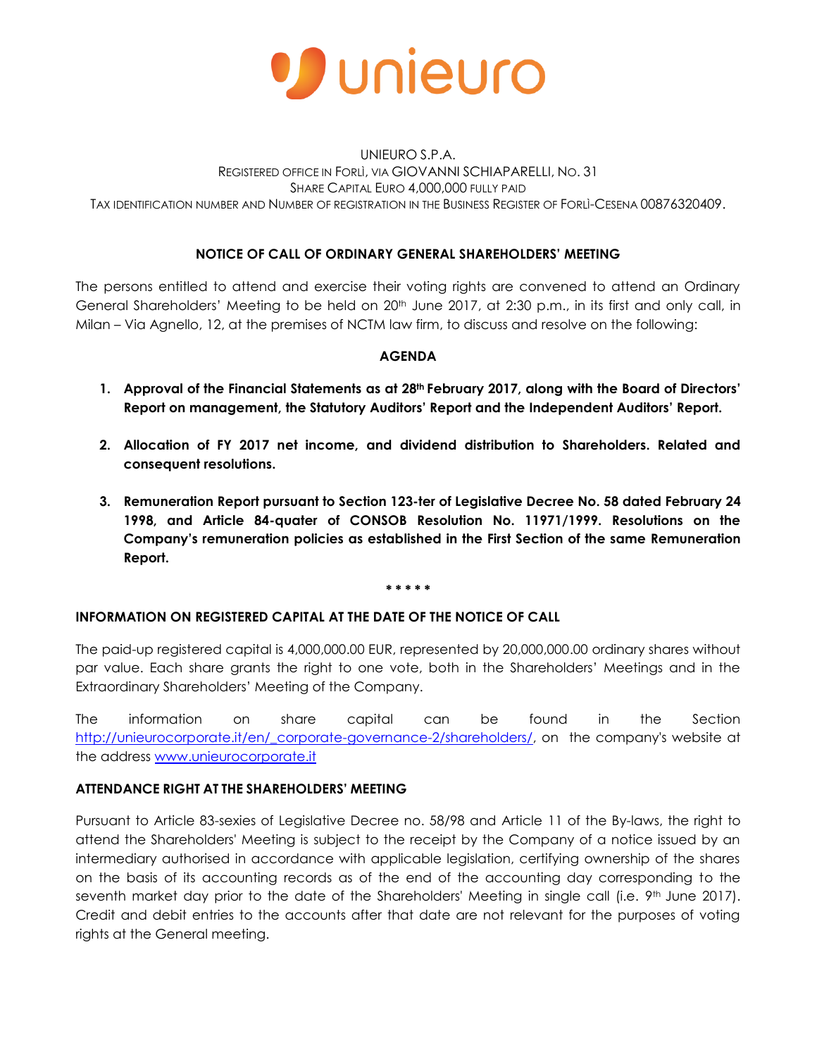unieuro

UNIEURO S.P.A.
REGISTERED OFFICE IN FORLÌ, VIA GIOVANNI SCHIAPARELLI, NO. 31
SHARE CAPITAL EURO 4,000,000 FULLY PAID
TAX IDENTIFICATION NUMBER AND NUMBER OF REGISTRATION IN THE BUSINESS REGISTER OF FORLÌ-CESENA 00876320409.

**NOTICE OF CALL OF ORDINARY GENERAL SHAREHOLDERS' MEETING**

The persons entitled to attend and exercise their voting rights are convened to attend an Ordinary General Shareholders' Meeting to be held on 20th June 2017, at 2:30 p.m., in its first and only call, in Milan – Via Agnello, 12, at the premises of NCTM law firm, to discuss and resolve on the following:

**AGENDA**

1. **Approval of the Financial Statements as at 28th February 2017, along with the Board of Directors' Report on management, the Statutory Auditors' Report and the Independent Auditors' Report.**

2. **Allocation of FY 2017 net income, and dividend distribution to Shareholders. Related and consequent resolutions.**

3. **Remuneration Report pursuant to Section 123-ter of Legislative Decree No. 58 dated February 24 1998, and Article 84-quater of CONSOB Resolution No. 11971/1999. Resolutions on the Company's remuneration policies as established in the First Section of the same Remuneration Report.**

\* \* \* \* \*

**INFORMATION ON REGISTERED CAPITAL AT THE DATE OF THE NOTICE OF CALL**

The paid-up registered capital is 4,000,000.00 EUR, represented by 20,000,000.00 ordinary shares without par value. Each share grants the right to one vote, both in the Shareholders' Meetings and in the Extraordinary Shareholders' Meeting of the Company.

The information on share capital can be found in the Section http://unieurocorporate.it/en/_corporate-governance-2/shareholders/, on the company's website at the address www.unieurocorporate.it

**ATTENDANCE RIGHT AT THE SHAREHOLDERS' MEETING**

Pursuant to Article 83-sexies of Legislative Decree no. 58/98 and Article 11 of the By-laws, the right to attend the Shareholders' Meeting is subject to the receipt by the Company of a notice issued by an intermediary authorised in accordance with applicable legislation, certifying ownership of the shares on the basis of its accounting records as of the end of the accounting day corresponding to the seventh market day prior to the date of the Shareholders' Meeting in single call (i.e. 9th June 2017). Credit and debit entries to the accounts after that date are not relevant for the purposes of voting rights at the General meeting.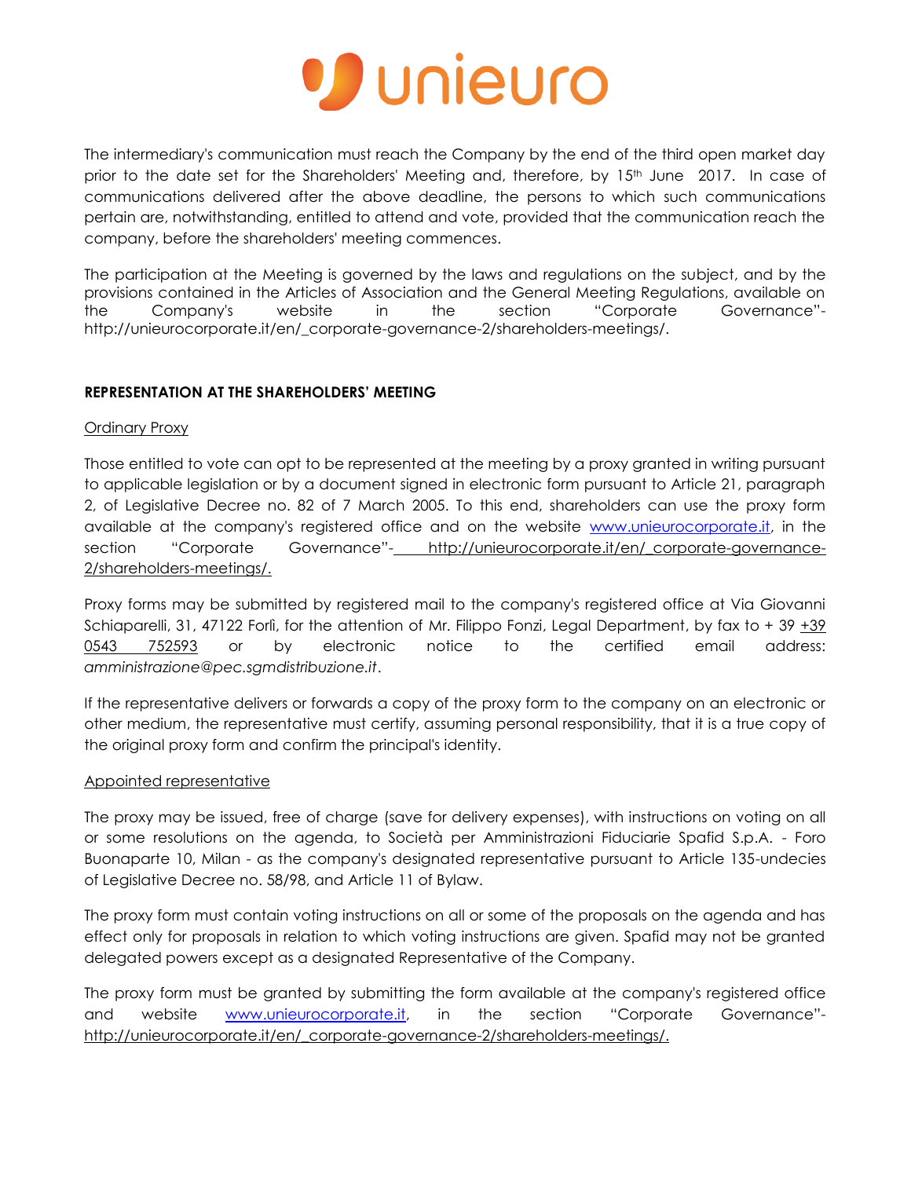The intermediary's communication must reach the Company by the end of the third open market day prior to the date set for the Shareholders' Meeting and, therefore, by 15th June 2017. In case of communications delivered after the above deadline, the persons to which such communications pertain are, notwithstanding, entitled to attend and vote, provided that the communication reach the company, before the shareholders' meeting commences.

The participation at the Meeting is governed by the laws and regulations on the subject, and by the provisions contained in the Articles of Association and the General Meeting Regulations, available on the Company's website in the section "Corporate Governance"-http://unieurocorporate.it/en/_corporate-governance-2/shareholders-meetings/.

**REPRESENTATION AT THE SHAREHOLDERS' MEETING**

Ordinary Proxy

Those entitled to vote can opt to be represented at the meeting by a proxy granted in writing pursuant to applicable legislation or by a document signed in electronic form pursuant to Article 21, paragraph 2, of Legislative Decree no. 82 of 7 March 2005. To this end, shareholders can use the proxy form available at the company's registered office and on the website www.unieurocorporate.it, in the section "Corporate Governance"- http://unieurocorporate.it/en/_corporate-governance-2/shareholders-meetings/.

Proxy forms may be submitted by registered mail to the company's registered office at Via Giovanni Schiaparelli, 31, 47122 Forlì, for the attention of Mr. Filippo Fonzi, Legal Department, by fax to + 39 +39 0543 752593 or by electronic notice to the certified email address: *amministrazione@pec.sgmdistribuzione.it*.

If the representative delivers or forwards a copy of the proxy form to the company on an electronic or other medium, the representative must certify, assuming personal responsibility, that it is a true copy of the original proxy form and confirm the principal's identity.

Appointed representative

The proxy may be issued, free of charge (save for delivery expenses), with instructions on voting on all or some resolutions on the agenda, to Società per Amministrazioni Fiduciarie Spafid S.p.A. - Foro Buonaparte 10, Milan - as the company's designated representative pursuant to Article 135-undecies of Legislative Decree no. 58/98, and Article 11 of Bylaw.

The proxy form must contain voting instructions on all or some of the proposals on the agenda and has effect only for proposals in relation to which voting instructions are given. Spafid may not be granted delegated powers except as a designated Representative of the Company.

The proxy form must be granted by submitting the form available at the company's registered office and website www.unieurocorporate.it, in the section "Corporate Governance"- http://unieurocorporate.it/en/_corporate-governance-2/shareholders-meetings/.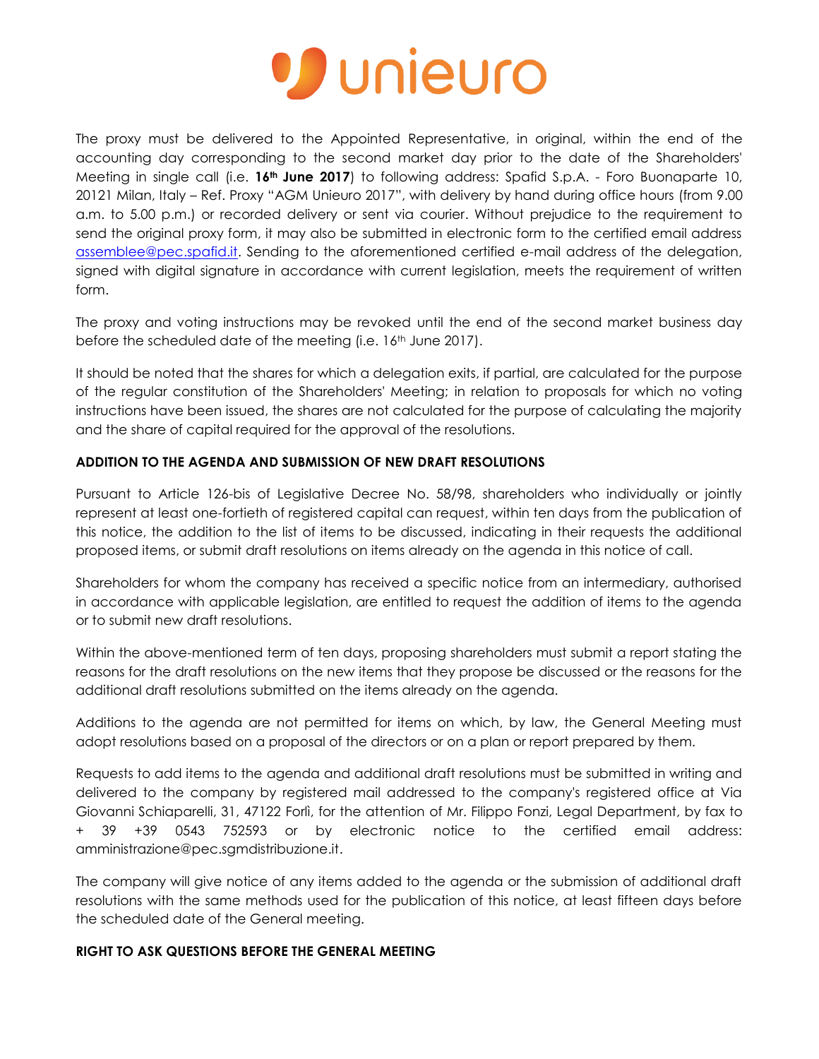The proxy must be delivered to the Appointed Representative, in original, within the end of the accounting day corresponding to the second market day prior to the date of the Shareholders' Meeting in single call (i.e. **16th June 2017**) to following address: Spafid S.p.A. - Foro Buonaparte 10, 20121 Milan, Italy – Ref. Proxy "AGM Unieuro 2017", with delivery by hand during office hours (from 9.00 a.m. to 5.00 p.m.) or recorded delivery or sent via courier. Without prejudice to the requirement to send the original proxy form, it may also be submitted in electronic form to the certified email address assemblee@pec.spafid.it. Sending to the aforementioned certified e-mail address of the delegation, signed with digital signature in accordance with current legislation, meets the requirement of written form.

The proxy and voting instructions may be revoked until the end of the second market business day before the scheduled date of the meeting (i.e. 16th June 2017).

It should be noted that the shares for which a delegation exits, if partial, are calculated for the purpose of the regular constitution of the Shareholders' Meeting; in relation to proposals for which no voting instructions have been issued, the shares are not calculated for the purpose of calculating the majority and the share of capital required for the approval of the resolutions.

**ADDITION TO THE AGENDA AND SUBMISSION OF NEW DRAFT RESOLUTIONS**

Pursuant to Article 126-bis of Legislative Decree No. 58/98, shareholders who individually or jointly represent at least one-fortieth of registered capital can request, within ten days from the publication of this notice, the addition to the list of items to be discussed, indicating in their requests the additional proposed items, or submit draft resolutions on items already on the agenda in this notice of call.

Shareholders for whom the company has received a specific notice from an intermediary, authorised in accordance with applicable legislation, are entitled to request the addition of items to the agenda or to submit new draft resolutions.

Within the above-mentioned term of ten days, proposing shareholders must submit a report stating the reasons for the draft resolutions on the new items that they propose be discussed or the reasons for the additional draft resolutions submitted on the items already on the agenda.

Additions to the agenda are not permitted for items on which, by law, the General Meeting must adopt resolutions based on a proposal of the directors or on a plan or report prepared by them.

Requests to add items to the agenda and additional draft resolutions must be submitted in writing and delivered to the company by registered mail addressed to the company's registered office at Via Giovanni Schiaparelli, 31, 47122 Forlì, for the attention of Mr. Filippo Fonzi, Legal Department, by fax to + 39 +39 0543 752593 or by electronic notice to the certified email address: amministrazione@pec.sgmdistribuzione.it.

The company will give notice of any items added to the agenda or the submission of additional draft resolutions with the same methods used for the publication of this notice, at least fifteen days before the scheduled date of the General meeting.

**RIGHT TO ASK QUESTIONS BEFORE THE GENERAL MEETING**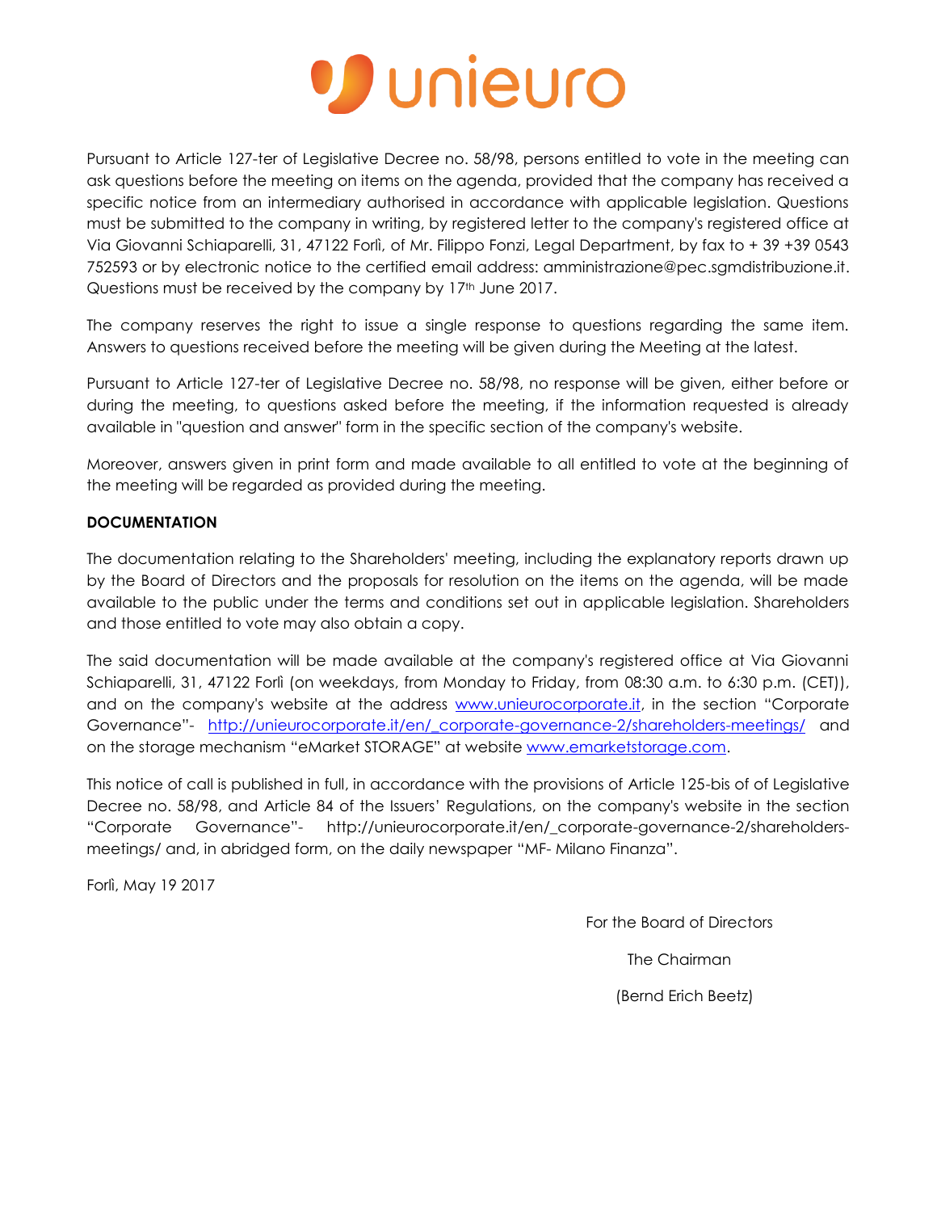Pursuant to Article 127-ter of Legislative Decree no. 58/98, persons entitled to vote in the meeting can ask questions before the meeting on items on the agenda, provided that the company has received a specific notice from an intermediary authorised in accordance with applicable legislation. Questions must be submitted to the company in writing, by registered letter to the company's registered office at Via Giovanni Schiaparelli, 31, 47122 Forlì, of Mr. Filippo Fonzi, Legal Department, by fax to + 39 +39 0543 752593 or by electronic notice to the certified email address: amministrazione@pec.sgmdistribuzione.it. Questions must be received by the company by 17th June 2017.

The company reserves the right to issue a single response to questions regarding the same item. Answers to questions received before the meeting will be given during the Meeting at the latest.

Pursuant to Article 127-ter of Legislative Decree no. 58/98, no response will be given, either before or during the meeting, to questions asked before the meeting, if the information requested is already available in "question and answer" form in the specific section of the company's website.

Moreover, answers given in print form and made available to all entitled to vote at the beginning of the meeting will be regarded as provided during the meeting.

**DOCUMENTATION**

The documentation relating to the Shareholders' meeting, including the explanatory reports drawn up by the Board of Directors and the proposals for resolution on the items on the agenda, will be made available to the public under the terms and conditions set out in applicable legislation. Shareholders and those entitled to vote may also obtain a copy.

The said documentation will be made available at the company's registered office at Via Giovanni Schiaparelli, 31, 47122 Forlì (on weekdays, from Monday to Friday, from 08:30 a.m. to 6:30 p.m. (CET)), and on the company's website at the address www.unieurocorporate.it, in the section "Corporate Governance"- http://unieurocorporate.it/en/_corporate-governance-2/shareholders-meetings/ and on the storage mechanism "eMarket STORAGE" at website www.emarketstorage.com.

This notice of call is published in full, in accordance with the provisions of Article 125-bis of of Legislative Decree no. 58/98, and Article 84 of the Issuers' Regulations, on the company's website in the section "Corporate Governance"- http://unieurocorporate.it/en/_corporate-governance-2/shareholders-meetings/ and, in abridged form, on the daily newspaper "MF- Milano Finanza".

Forlì, May 19 2017

For the Board of Directors

The Chairman

(Bernd Erich Beetz)